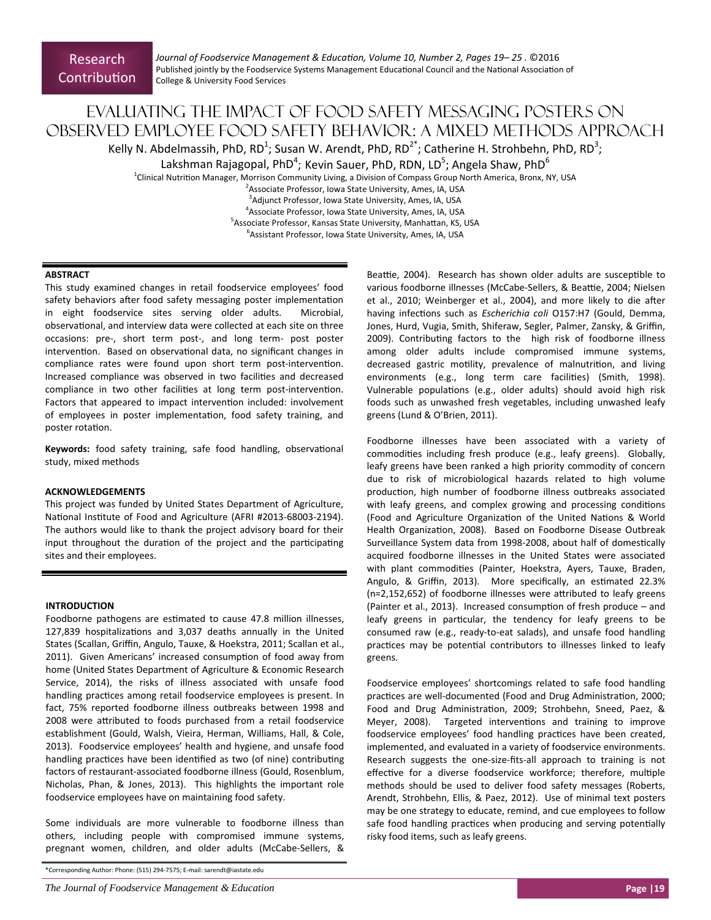Research Contribution

# Evaluating the Impact of Food Safety Messaging Posters on Observed Employee Food Safety Behavior: A Mixed Methods Approach

Kelly N. Abdelmassih, PhD, RD[1]; Susan W. Arendt, PhD, RD[2*]; Catherine H. Strohbehn, PhD, RD[3]; Lakshman Rajagopal, PhD[4]; Kevin Sauer, PhD, RDN, LD[5]; Angela Shaw, PhD[6]

[1]Clinical Nutrition Manager, Morrison Community Living, a Division of Compass Group North America, Bronx, NY, USA
[2]Associate Professor, Iowa State University, Ames, IA, USA
[3]Adjunct Professor, Iowa State University, Ames, IA, USA
[4]Associate Professor, Iowa State University, Ames, IA, USA
[5]Associate Professor, Kansas State University, Manhattan, KS, USA
[6]Assistant Professor, Iowa State University, Ames, IA, USA

## ABSTRACT

This study examined changes in retail foodservice employees' food safety behaviors after food safety messaging poster implementation in eight foodservice sites serving older adults. Microbial, observational, and interview data were collected at each site on three occasions: pre-, short term post-, and long term- post poster intervention. Based on observational data, no significant changes in compliance rates were found upon short term post-intervention. Increased compliance was observed in two facilities and decreased compliance in two other facilities at long term post-intervention. Factors that appeared to impact intervention included: involvement of employees in poster implementation, food safety training, and poster rotation.

**Keywords:** food safety training, safe food handling, observational study, mixed methods

## ACKNOWLEDGEMENTS

This project was funded by United States Department of Agriculture, National Institute of Food and Agriculture (AFRI #2013-68003-2194). The authors would like to thank the project advisory board for their input throughout the duration of the project and the participating sites and their employees.

## INTRODUCTION

Foodborne pathogens are estimated to cause 47.8 million illnesses, 127,839 hospitalizations and 3,037 deaths annually in the United States (Scallan, Griffin, Angulo, Tauxe, & Hoekstra, 2011; Scallan et al., 2011). Given Americans' increased consumption of food away from home (United States Department of Agriculture & Economic Research Service, 2014), the risks of illness associated with unsafe food handling practices among retail foodservice employees is present. In fact, 75% reported foodborne illness outbreaks between 1998 and 2008 were attributed to foods purchased from a retail foodservice establishment (Gould, Walsh, Vieira, Herman, Williams, Hall, & Cole, 2013). Foodservice employees' health and hygiene, and unsafe food handling practices have been identified as two (of nine) contributing factors of restaurant-associated foodborne illness (Gould, Rosenblum, Nicholas, Phan, & Jones, 2013). This highlights the important role foodservice employees have on maintaining food safety.

Some individuals are more vulnerable to foodborne illness than others, including people with compromised immune systems, pregnant women, children, and older adults (McCabe-Sellers, & Beattie, 2004). Research has shown older adults are susceptible to various foodborne illnesses (McCabe-Sellers, & Beattie, 2004; Nielsen et al., 2010; Weinberger et al., 2004), and more likely to die after having infections such as *Escherichia coli* O157:H7 (Gould, Demma, Jones, Hurd, Vugia, Smith, Shiferaw, Segler, Palmer, Zansky, & Griffin, 2009). Contributing factors to the high risk of foodborne illness among older adults include compromised immune systems, decreased gastric motility, prevalence of malnutrition, and living environments (e.g., long term care facilities) (Smith, 1998). Vulnerable populations (e.g., older adults) should avoid high risk foods such as unwashed fresh vegetables, including unwashed leafy greens (Lund & O'Brien, 2011).

Foodborne illnesses have been associated with a variety of commodities including fresh produce (e.g., leafy greens). Globally, leafy greens have been ranked a high priority commodity of concern due to risk of microbiological hazards related to high volume production, high number of foodborne illness outbreaks associated with leafy greens, and complex growing and processing conditions (Food and Agriculture Organization of the United Nations & World Health Organization, 2008). Based on Foodborne Disease Outbreak Surveillance System data from 1998-2008, about half of domestically acquired foodborne illnesses in the United States were associated with plant commodities (Painter, Hoekstra, Ayers, Tauxe, Braden, Angulo, & Griffin, 2013). More specifically, an estimated 22.3% (n=2,152,652) of foodborne illnesses were attributed to leafy greens (Painter et al., 2013). Increased consumption of fresh produce – and leafy greens in particular, the tendency for leafy greens to be consumed raw (e.g., ready-to-eat salads), and unsafe food handling practices may be potential contributors to illnesses linked to leafy greens.

Foodservice employees' shortcomings related to safe food handling practices are well-documented (Food and Drug Administration, 2000; Food and Drug Administration, 2009; Strohbehn, Sneed, Paez, & Meyer, 2008). Targeted interventions and training to improve foodservice employees' food handling practices have been created, implemented, and evaluated in a variety of foodservice environments. Research suggests the one-size-fits-all approach to training is not effective for a diverse foodservice workforce; therefore, multiple methods should be used to deliver food safety messages (Roberts, Arendt, Strohbehn, Ellis, & Paez, 2012). Use of minimal text posters may be one strategy to educate, remind, and cue employees to follow safe food handling practices when producing and serving potentially risky food items, such as leafy greens.

*Corresponding Author: Phone: (515) 294-7575; E-mail: sarendt@iastate.edu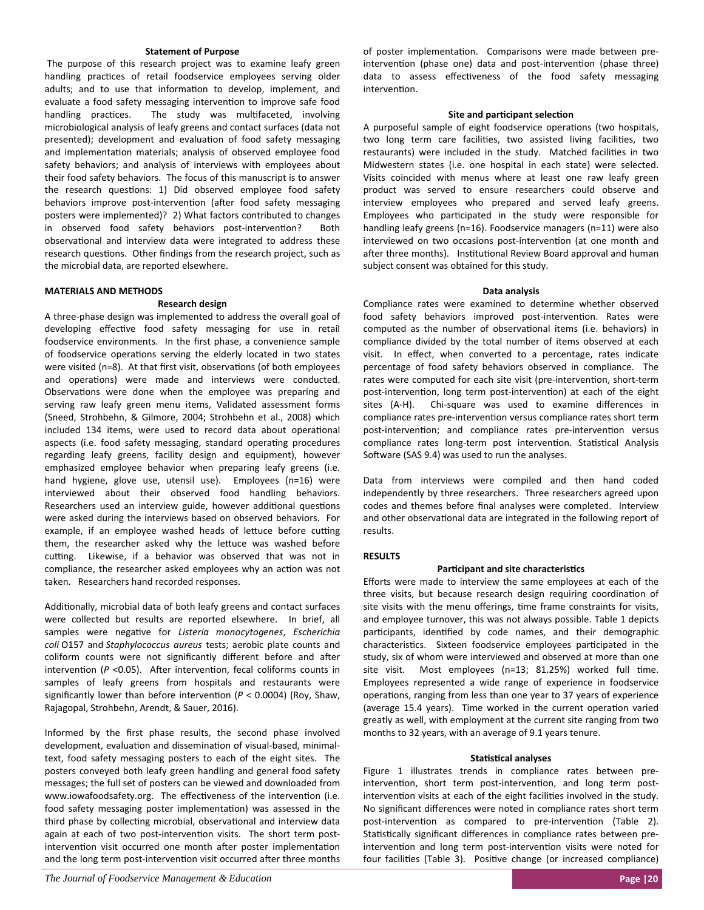### Statement of Purpose

The purpose of this research project was to examine leafy green handling practices of retail foodservice employees serving older adults; and to use that information to develop, implement, and evaluate a food safety messaging intervention to improve safe food handling practices. The study was multifaceted, involving microbiological analysis of leafy greens and contact surfaces (data not presented); development and evaluation of food safety messaging and implementation materials; analysis of observed employee food safety behaviors; and analysis of interviews with employees about their food safety behaviors. The focus of this manuscript is to answer the research questions: 1) Did observed employee food safety behaviors improve post-intervention (after food safety messaging posters were implemented)? 2) What factors contributed to changes in observed food safety behaviors post-intervention? Both observational and interview data were integrated to address these research questions. Other findings from the research project, such as the microbial data, are reported elsewhere.

## MATERIALS AND METHODS

### Research design

A three-phase design was implemented to address the overall goal of developing effective food safety messaging for use in retail foodservice environments. In the first phase, a convenience sample of foodservice operations serving the elderly located in two states were visited (n=8). At that first visit, observations (of both employees and operations) were made and interviews were conducted. Observations were done when the employee was preparing and serving raw leafy green menu items, Validated assessment forms (Sneed, Strohbehn, & Gilmore, 2004; Strohbehn et al., 2008) which included 134 items, were used to record data about operational aspects (i.e. food safety messaging, standard operating procedures regarding leafy greens, facility design and equipment), however emphasized employee behavior when preparing leafy greens (i.e. hand hygiene, glove use, utensil use). Employees (n=16) were interviewed about their observed food handling behaviors. Researchers used an interview guide, however additional questions were asked during the interviews based on observed behaviors. For example, if an employee washed heads of lettuce before cutting them, the researcher asked why the lettuce was washed before cutting. Likewise, if a behavior was observed that was not in compliance, the researcher asked employees why an action was not taken. Researchers hand recorded responses.

Additionally, microbial data of both leafy greens and contact surfaces were collected but results are reported elsewhere. In brief, all samples were negative for *Listeria monocytogenes*, *Escherichia coli* O157 and *Staphylococcus aureus* tests; aerobic plate counts and coliform counts were not significantly different before and after intervention ($P$ <0.05). After intervention, fecal coliforms counts in samples of leafy greens from hospitals and restaurants were significantly lower than before intervention ($P$ < 0.0004) (Roy, Shaw, Rajagopal, Strohbehn, Arendt, & Sauer, 2016).

Informed by the first phase results, the second phase involved development, evaluation and dissemination of visual-based, minimal-text, food safety messaging posters to each of the eight sites. The posters conveyed both leafy green handling and general food safety messages; the full set of posters can be viewed and downloaded from www.iowafoodsafety.org. The effectiveness of the intervention (i.e. food safety messaging poster implementation) was assessed in the third phase by collecting microbial, observational and interview data again at each of two post-intervention visits. The short term post-intervention visit occurred one month after poster implementation and the long term post-intervention visit occurred after three months of poster implementation. Comparisons were made between pre-intervention (phase one) data and post-intervention (phase three) data to assess effectiveness of the food safety messaging intervention.

### Site and participant selection

A purposeful sample of eight foodservice operations (two hospitals, two long term care facilities, two assisted living facilities, two restaurants) were included in the study. Matched facilities in two Midwestern states (i.e. one hospital in each state) were selected. Visits coincided with menus where at least one raw leafy green product was served to ensure researchers could observe and interview employees who prepared and served leafy greens. Employees who participated in the study were responsible for handling leafy greens (n=16). Foodservice managers (n=11) were also interviewed on two occasions post-intervention (at one month and after three months). Institutional Review Board approval and human subject consent was obtained for this study.

### Data analysis

Compliance rates were examined to determine whether observed food safety behaviors improved post-intervention. Rates were computed as the number of observational items (i.e. behaviors) in compliance divided by the total number of items observed at each visit. In effect, when converted to a percentage, rates indicate percentage of food safety behaviors observed in compliance. The rates were computed for each site visit (pre-intervention, short-term post-intervention, long term post-intervention) at each of the eight sites (A-H). Chi-square was used to examine differences in compliance rates pre-intervention versus compliance rates short term post-intervention; and compliance rates pre-intervention versus compliance rates long-term post intervention. Statistical Analysis Software (SAS 9.4) was used to run the analyses.

Data from interviews were compiled and then hand coded independently by three researchers. Three researchers agreed upon codes and themes before final analyses were completed. Interview and other observational data are integrated in the following report of results.

## RESULTS

### Participant and site characteristics

Efforts were made to interview the same employees at each of the three visits, but because research design requiring coordination of site visits with the menu offerings, time frame constraints for visits, and employee turnover, this was not always possible. Table 1 depicts participants, identified by code names, and their demographic characteristics. Sixteen foodservice employees participated in the study, six of whom were interviewed and observed at more than one site visit. Most employees (n=13; 81.25%) worked full time. Employees represented a wide range of experience in foodservice operations, ranging from less than one year to 37 years of experience (average 15.4 years). Time worked in the current operation varied greatly as well, with employment at the current site ranging from two months to 32 years, with an average of 9.1 years tenure.

### Statistical analyses

Figure 1 illustrates trends in compliance rates between pre-intervention, short term post-intervention, and long term post-intervention visits at each of the eight facilities involved in the study. No significant differences were noted in compliance rates short term post-intervention as compared to pre-intervention (Table 2). Statistically significant differences in compliance rates between pre-intervention and long term post-intervention visits were noted for four facilities (Table 3). Positive change (or increased compliance)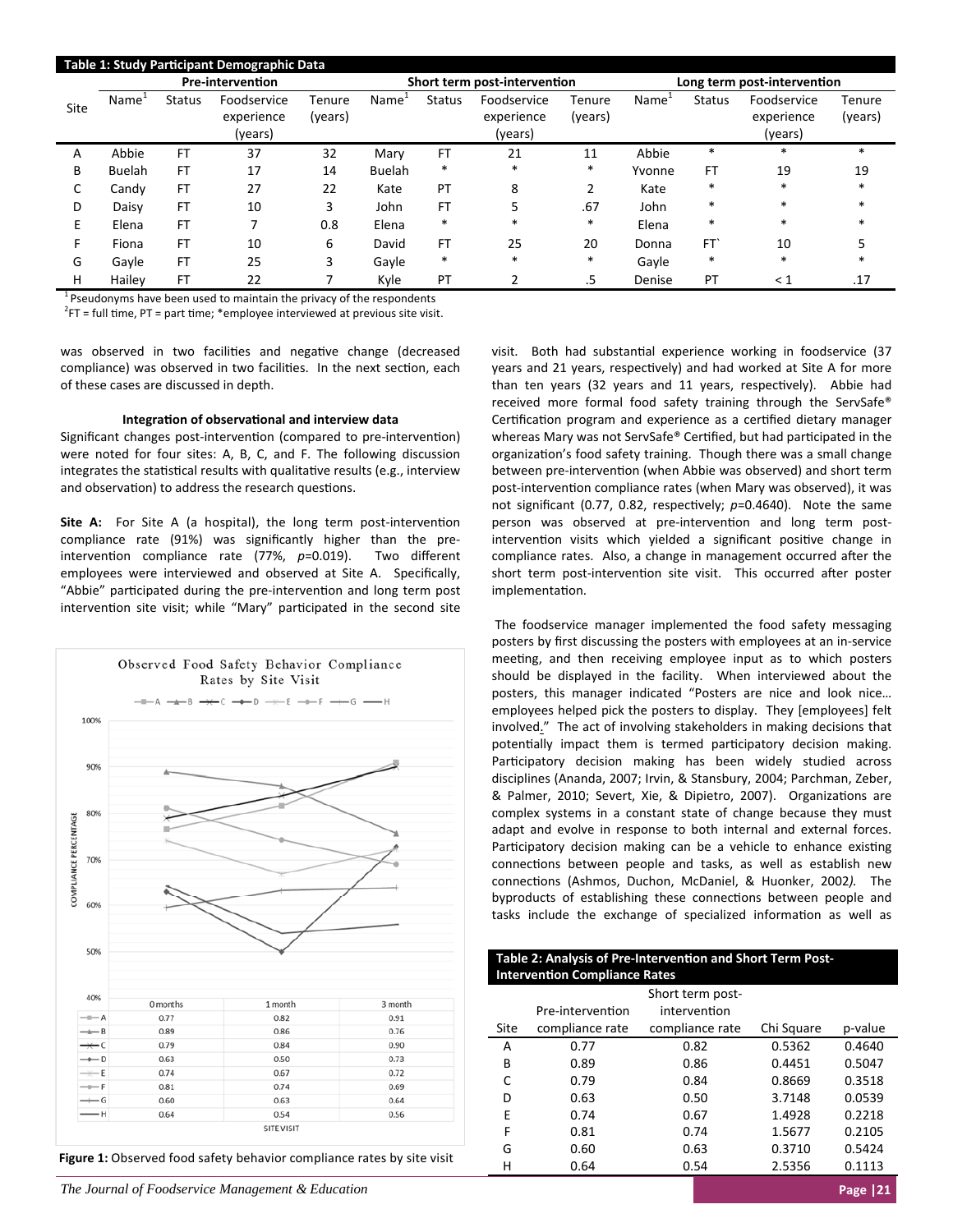**Table 1: Study Participant Demographic Data**

| Site | Pre-intervention | | | | Short term post-intervention | | | | Long term post-intervention | | | |
|---|---|---|---|---|---|---|---|---|---|---|---|---|
| | Name[1] | Status | Foodservice experience (years) | Tenure (years) | Name[1] | Status | Foodservice experience (years) | Tenure (years) | Name[1] | Status | Foodservice experience (years) | Tenure (years) |
| A | Abbie | FT | 37 | 32 | Mary | FT | 21 | 11 | Abbie | * | * | * |
| B | Buelah | FT | 17 | 14 | Buelah | * | * | * | Yvonne | FT | 19 | 19 |
| C | Candy | FT | 27 | 22 | Kate | PT | 8 | 2 | Kate | * | * | * |
| D | Daisy | FT | 10 | 3 | John | FT | 5 | .67 | John | * | * | * |
| E | Elena | FT | 7 | 0.8 | Elena | * | * | * | Elena | * | * | * |
| F | Fiona | FT | 10 | 6 | David | FT | 25 | 20 | Donna | FT` | 10 | 5 |
| G | Gayle | FT | 25 | 3 | Gayle | * | * | * | Gayle | * | * | * |
| H | Hailey | FT | 22 | 7 | Kyle | PT | 2 | .5 | Denise | PT | < 1 | .17 |

[1] Pseudonyms have been used to maintain the privacy of the respondents
[2] FT = full time, PT = part time; *employee interviewed at previous site visit.

was observed in two facilities and negative change (decreased compliance) was observed in two facilities. In the next section, each of these cases are discussed in depth.

#### Integration of observational and interview data

Significant changes post-intervention (compared to pre-intervention) were noted for four sites: A, B, C, and F. The following discussion integrates the statistical results with qualitative results (e.g., interview and observation) to address the research questions.

**Site A:** For Site A (a hospital), the long term post-intervention compliance rate (91%) was significantly higher than the pre-intervention compliance rate (77%, $p$=0.019). Two different employees were interviewed and observed at Site A. Specifically, "Abbie" participated during the pre-intervention and long term post intervention site visit; while "Mary" participated in the second site visit. Both had substantial experience working in foodservice (37 years and 21 years, respectively) and had worked at Site A for more than ten years (32 years and 11 years, respectively). Abbie had received more formal food safety training through the ServSafe® Certification program and experience as a certified dietary manager whereas Mary was not ServSafe® Certified, but had participated in the organization's food safety training. Though there was a small change between pre-intervention (when Abbie was observed) and short term post-intervention compliance rates (when Mary was observed), it was not significant (0.77, 0.82, respectively; $p$=0.4640). Note the same person was observed at pre-intervention and long term post-intervention visits which yielded a significant positive change in compliance rates. Also, a change in management occurred after the short term post-intervention site visit. This occurred after poster implementation.

The foodservice manager implemented the food safety messaging posters by first discussing the posters with employees at an in-service meeting, and then receiving employee input as to which posters should be displayed in the facility. When interviewed about the posters, this manager indicated "Posters are nice and look nice… employees helped pick the posters to display. They [employees] felt involved." The act of involving stakeholders in making decisions that potentially impact them is termed participatory decision making. Participatory decision making has been widely studied across disciplines (Ananda, 2007; Irvin, & Stansbury, 2004; Parchman, Zeber, & Palmer, 2010; Severt, Xie, & Dipietro, 2007). Organizations are complex systems in a constant state of change because they must adapt and evolve in response to both internal and external forces. Participatory decision making can be a vehicle to enhance existing connections between people and tasks, as well as establish new connections (Ashmos, Duchon, McDaniel, & Huonker, 2002). The byproducts of establishing these connections between people and tasks include the exchange of specialized information as well as

Observed Food Safety Behavior Compliance Rates by Site Visit

| | 0 months | 1 month | 3 month |
|---|---|---|---|
| A | 0.77 | 0.82 | 0.91 |
| B | 0.89 | 0.86 | 0.76 |
| C | 0.79 | 0.84 | 0.90 |
| D | 0.63 | 0.50 | 0.73 |
| E | 0.74 | 0.67 | 0.72 |
| F | 0.81 | 0.74 | 0.69 |
| G | 0.60 | 0.63 | 0.64 |
| H | 0.64 | 0.54 | 0.56 |

**Figure 1:** Observed food safety behavior compliance rates by site visit

**Table 2: Analysis of Pre-Intervention and Short Term Post-Intervention Compliance Rates**

| Site | Pre-intervention compliance rate | Short term post-intervention compliance rate | Chi Square | p-value |
|---|---|---|---|---|
| A | 0.77 | 0.82 | 0.5362 | 0.4640 |
| B | 0.89 | 0.86 | 0.4451 | 0.5047 |
| C | 0.79 | 0.84 | 0.8669 | 0.3518 |
| D | 0.63 | 0.50 | 3.7148 | 0.0539 |
| E | 0.74 | 0.67 | 1.4928 | 0.2218 |
| F | 0.81 | 0.74 | 1.5677 | 0.2105 |
| G | 0.60 | 0.63 | 0.3710 | 0.5424 |
| H | 0.64 | 0.54 | 2.5356 | 0.1113 |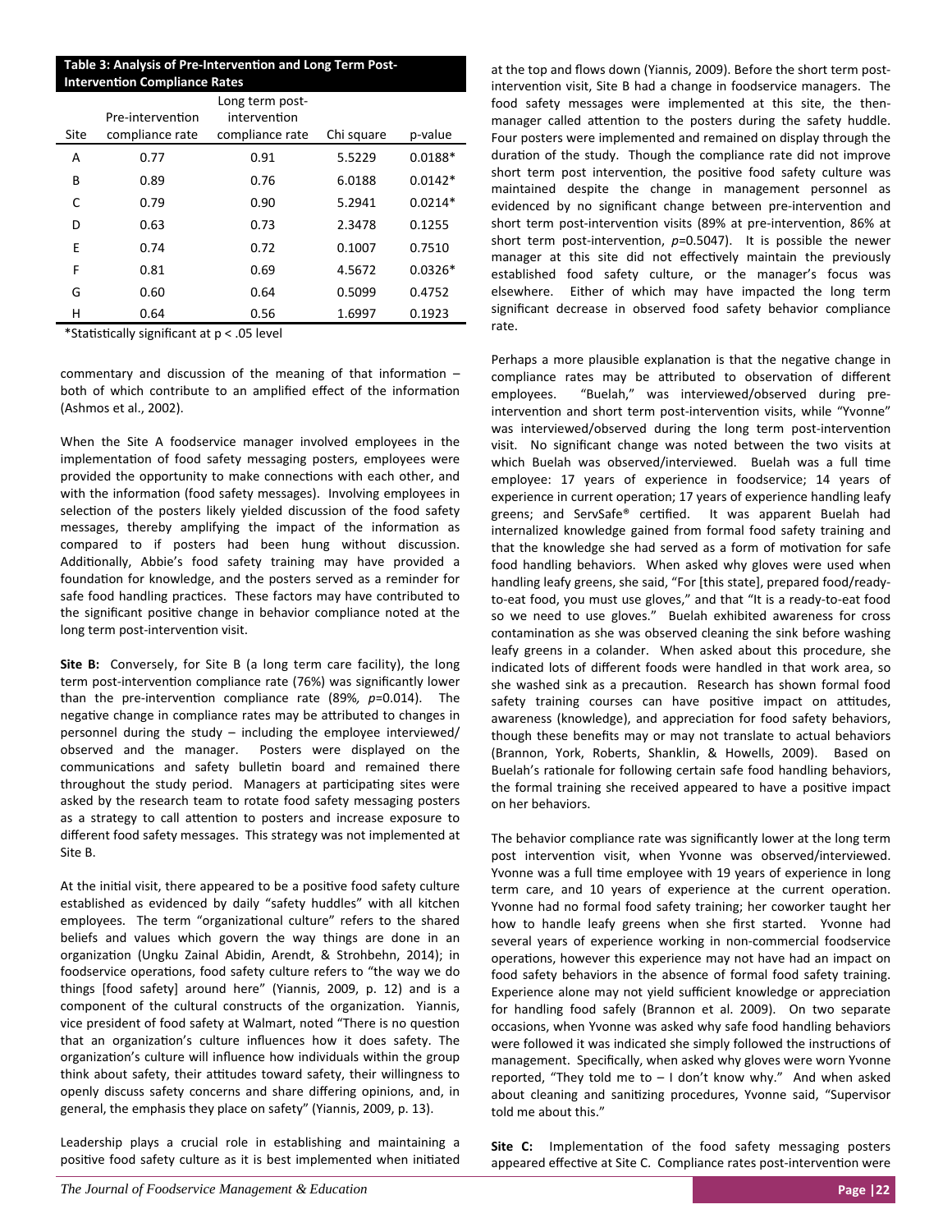**Table 3: Analysis of Pre-Intervention and Long Term Post-Intervention Compliance Rates**

| Site | Pre-intervention compliance rate | Long term post-intervention compliance rate | Chi square | p-value |
|---|---|---|---|---|
| A | 0.77 | 0.91 | 5.5229 | 0.0188* |
| B | 0.89 | 0.76 | 6.0188 | 0.0142* |
| C | 0.79 | 0.90 | 5.2941 | 0.0214* |
| D | 0.63 | 0.73 | 2.3478 | 0.1255 |
| E | 0.74 | 0.72 | 0.1007 | 0.7510 |
| F | 0.81 | 0.69 | 4.5672 | 0.0326* |
| G | 0.60 | 0.64 | 0.5099 | 0.4752 |
| H | 0.64 | 0.56 | 1.6997 | 0.1923 |

*Statistically significant at p < .05 level

commentary and discussion of the meaning of that information – both of which contribute to an amplified effect of the information (Ashmos et al., 2002).

When the Site A foodservice manager involved employees in the implementation of food safety messaging posters, employees were provided the opportunity to make connections with each other, and with the information (food safety messages). Involving employees in selection of the posters likely yielded discussion of the food safety messages, thereby amplifying the impact of the information as compared to if posters had been hung without discussion. Additionally, Abbie's food safety training may have provided a foundation for knowledge, and the posters served as a reminder for safe food handling practices. These factors may have contributed to the significant positive change in behavior compliance noted at the long term post-intervention visit.

**Site B:** Conversely, for Site B (a long term care facility), the long term post-intervention compliance rate (76%) was significantly lower than the pre-intervention compliance rate (89%, *p*=0.014). The negative change in compliance rates may be attributed to changes in personnel during the study – including the employee interviewed/observed and the manager. Posters were displayed on the communications and safety bulletin board and remained there throughout the study period. Managers at participating sites were asked by the research team to rotate food safety messaging posters as a strategy to call attention to posters and increase exposure to different food safety messages. This strategy was not implemented at Site B.

At the initial visit, there appeared to be a positive food safety culture established as evidenced by daily "safety huddles" with all kitchen employees. The term "organizational culture" refers to the shared beliefs and values which govern the way things are done in an organization (Ungku Zainal Abidin, Arendt, & Strohbehn, 2014); in foodservice operations, food safety culture refers to "the way we do things [food safety] around here" (Yiannis, 2009, p. 12) and is a component of the cultural constructs of the organization. Yiannis, vice president of food safety at Walmart, noted "There is no question that an organization's culture influences how it does safety. The organization's culture will influence how individuals within the group think about safety, their attitudes toward safety, their willingness to openly discuss safety concerns and share differing opinions, and, in general, the emphasis they place on safety" (Yiannis, 2009, p. 13).

Leadership plays a crucial role in establishing and maintaining a positive food safety culture as it is best implemented when initiated at the top and flows down (Yiannis, 2009). Before the short term post-intervention visit, Site B had a change in foodservice managers. The food safety messages were implemented at this site, the then-manager called attention to the posters during the safety huddle. Four posters were implemented and remained on display through the duration of the study. Though the compliance rate did not improve short term post intervention, the positive food safety culture was maintained despite the change in management personnel as evidenced by no significant change between pre-intervention and short term post-intervention visits (89% at pre-intervention, 86% at short term post-intervention, *p*=0.5047). It is possible the newer manager at this site did not effectively maintain the previously established food safety culture, or the manager's focus was elsewhere. Either of which may have impacted the long term significant decrease in observed food safety behavior compliance rate.

Perhaps a more plausible explanation is that the negative change in compliance rates may be attributed to observation of different employees. "Buelah," was interviewed/observed during pre-intervention and short term post-intervention visits, while "Yvonne" was interviewed/observed during the long term post-intervention visit. No significant change was noted between the two visits at which Buelah was observed/interviewed. Buelah was a full time employee: 17 years of experience in foodservice; 14 years of experience in current operation; 17 years of experience handling leafy greens; and ServSafe® certified. It was apparent Buelah had internalized knowledge gained from formal food safety training and that the knowledge she had served as a form of motivation for safe food handling behaviors. When asked why gloves were used when handling leafy greens, she said, "For [this state], prepared food/ready-to-eat food, you must use gloves," and that "It is a ready-to-eat food so we need to use gloves." Buelah exhibited awareness for cross contamination as she was observed cleaning the sink before washing leafy greens in a colander. When asked about this procedure, she indicated lots of different foods were handled in that work area, so she washed sink as a precaution. Research has shown formal food safety training courses can have positive impact on attitudes, awareness (knowledge), and appreciation for food safety behaviors, though these benefits may or may not translate to actual behaviors (Brannon, York, Roberts, Shanklin, & Howells, 2009). Based on Buelah's rationale for following certain safe food handling behaviors, the formal training she received appeared to have a positive impact on her behaviors.

The behavior compliance rate was significantly lower at the long term post intervention visit, when Yvonne was observed/interviewed. Yvonne was a full time employee with 19 years of experience in long term care, and 10 years of experience at the current operation. Yvonne had no formal food safety training; her coworker taught her how to handle leafy greens when she first started. Yvonne had several years of experience working in non-commercial foodservice operations, however this experience may not have had an impact on food safety behaviors in the absence of formal food safety training. Experience alone may not yield sufficient knowledge or appreciation for handling food safely (Brannon et al. 2009). On two separate occasions, when Yvonne was asked why safe food handling behaviors were followed it was indicated she simply followed the instructions of management. Specifically, when asked why gloves were worn Yvonne reported, "They told me to – I don't know why." And when asked about cleaning and sanitizing procedures, Yvonne said, "Supervisor told me about this."

**Site C:** Implementation of the food safety messaging posters appeared effective at Site C. Compliance rates post-intervention were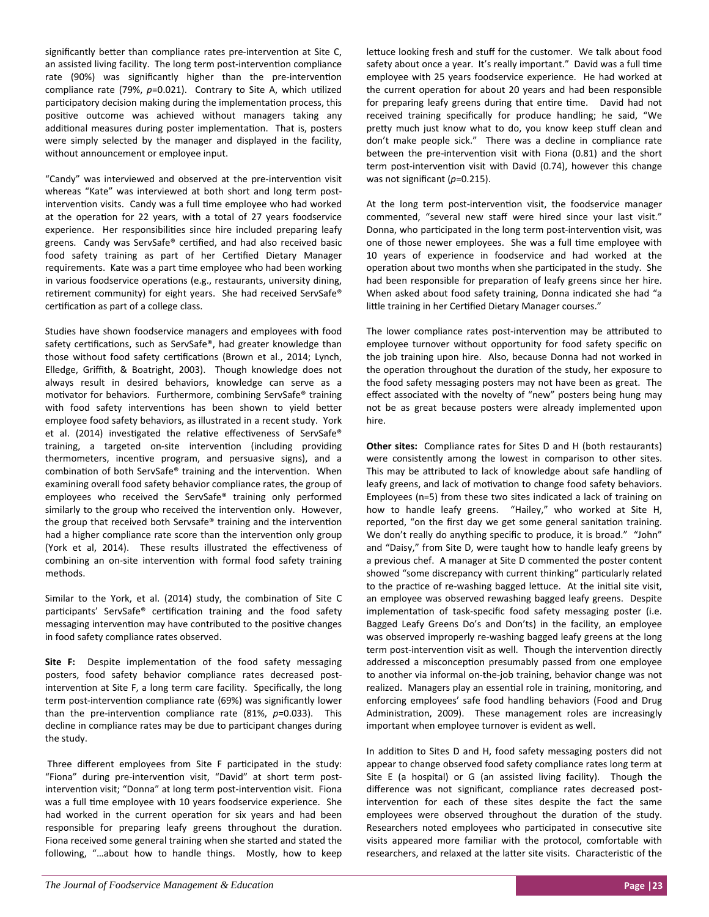significantly better than compliance rates pre-intervention at Site C, an assisted living facility. The long term post-intervention compliance rate (90%) was significantly higher than the pre-intervention compliance rate (79%, $p$=0.021). Contrary to Site A, which utilized participatory decision making during the implementation process, this positive outcome was achieved without managers taking any additional measures during poster implementation. That is, posters were simply selected by the manager and displayed in the facility, without announcement or employee input.

"Candy" was interviewed and observed at the pre-intervention visit whereas "Kate" was interviewed at both short and long term post-intervention visits. Candy was a full time employee who had worked at the operation for 22 years, with a total of 27 years foodservice experience. Her responsibilities since hire included preparing leafy greens. Candy was ServSafe® certified, and had also received basic food safety training as part of her Certified Dietary Manager requirements. Kate was a part time employee who had been working in various foodservice operations (e.g., restaurants, university dining, retirement community) for eight years. She had received ServSafe® certification as part of a college class.

Studies have shown foodservice managers and employees with food safety certifications, such as ServSafe®, had greater knowledge than those without food safety certifications (Brown et al., 2014; Lynch, Elledge, Griffith, & Boatright, 2003). Though knowledge does not always result in desired behaviors, knowledge can serve as a motivator for behaviors. Furthermore, combining ServSafe® training with food safety interventions has been shown to yield better employee food safety behaviors, as illustrated in a recent study. York et al. (2014) investigated the relative effectiveness of ServSafe® training, a targeted on-site intervention (including providing thermometers, incentive program, and persuasive signs), and a combination of both ServSafe® training and the intervention. When examining overall food safety behavior compliance rates, the group of employees who received the ServSafe® training only performed similarly to the group who received the intervention only. However, the group that received both Servsafe® training and the intervention had a higher compliance rate score than the intervention only group (York et al, 2014). These results illustrated the effectiveness of combining an on-site intervention with formal food safety training methods.

Similar to the York, et al. (2014) study, the combination of Site C participants' ServSafe® certification training and the food safety messaging intervention may have contributed to the positive changes in food safety compliance rates observed.

**Site F:** Despite implementation of the food safety messaging posters, food safety behavior compliance rates decreased post-intervention at Site F, a long term care facility. Specifically, the long term post-intervention compliance rate (69%) was significantly lower than the pre-intervention compliance rate (81%, $p$=0.033). This decline in compliance rates may be due to participant changes during the study.

Three different employees from Site F participated in the study: "Fiona" during pre-intervention visit, "David" at short term post-intervention visit; "Donna" at long term post-intervention visit. Fiona was a full time employee with 10 years foodservice experience. She had worked in the current operation for six years and had been responsible for preparing leafy greens throughout the duration. Fiona received some general training when she started and stated the following, "…about how to handle things. Mostly, how to keep lettuce looking fresh and stuff for the customer. We talk about food safety about once a year. It's really important." David was a full time employee with 25 years foodservice experience. He had worked at the current operation for about 20 years and had been responsible for preparing leafy greens during that entire time. David had not received training specifically for produce handling; he said, "We pretty much just know what to do, you know keep stuff clean and don't make people sick." There was a decline in compliance rate between the pre-intervention visit with Fiona (0.81) and the short term post-intervention visit with David (0.74), however this change was not significant ($p$=0.215).

At the long term post-intervention visit, the foodservice manager commented, "several new staff were hired since your last visit." Donna, who participated in the long term post-intervention visit, was one of those newer employees. She was a full time employee with 10 years of experience in foodservice and had worked at the operation about two months when she participated in the study. She had been responsible for preparation of leafy greens since her hire. When asked about food safety training, Donna indicated she had "a little training in her Certified Dietary Manager courses."

The lower compliance rates post-intervention may be attributed to employee turnover without opportunity for food safety specific on the job training upon hire. Also, because Donna had not worked in the operation throughout the duration of the study, her exposure to the food safety messaging posters may not have been as great. The effect associated with the novelty of "new" posters being hung may not be as great because posters were already implemented upon hire.

**Other sites:** Compliance rates for Sites D and H (both restaurants) were consistently among the lowest in comparison to other sites. This may be attributed to lack of knowledge about safe handling of leafy greens, and lack of motivation to change food safety behaviors. Employees (n=5) from these two sites indicated a lack of training on how to handle leafy greens. "Hailey," who worked at Site H, reported, "on the first day we get some general sanitation training. We don't really do anything specific to produce, it is broad." "John" and "Daisy," from Site D, were taught how to handle leafy greens by a previous chef. A manager at Site D commented the poster content showed "some discrepancy with current thinking" particularly related to the practice of re-washing bagged lettuce. At the initial site visit, an employee was observed rewashing bagged leafy greens. Despite implementation of task-specific food safety messaging poster (i.e. Bagged Leafy Greens Do's and Don'ts) in the facility, an employee was observed improperly re-washing bagged leafy greens at the long term post-intervention visit as well. Though the intervention directly addressed a misconception presumably passed from one employee to another via informal on-the-job training, behavior change was not realized. Managers play an essential role in training, monitoring, and enforcing employees' safe food handling behaviors (Food and Drug Administration, 2009). These management roles are increasingly important when employee turnover is evident as well.

In addition to Sites D and H, food safety messaging posters did not appear to change observed food safety compliance rates long term at Site E (a hospital) or G (an assisted living facility). Though the difference was not significant, compliance rates decreased post-intervention for each of these sites despite the fact that the same employees were observed throughout the duration of the study. Researchers noted employees who participated in consecutive site visits appeared more familiar with the protocol, comfortable with researchers, and relaxed at the latter site visits. Characteristic of the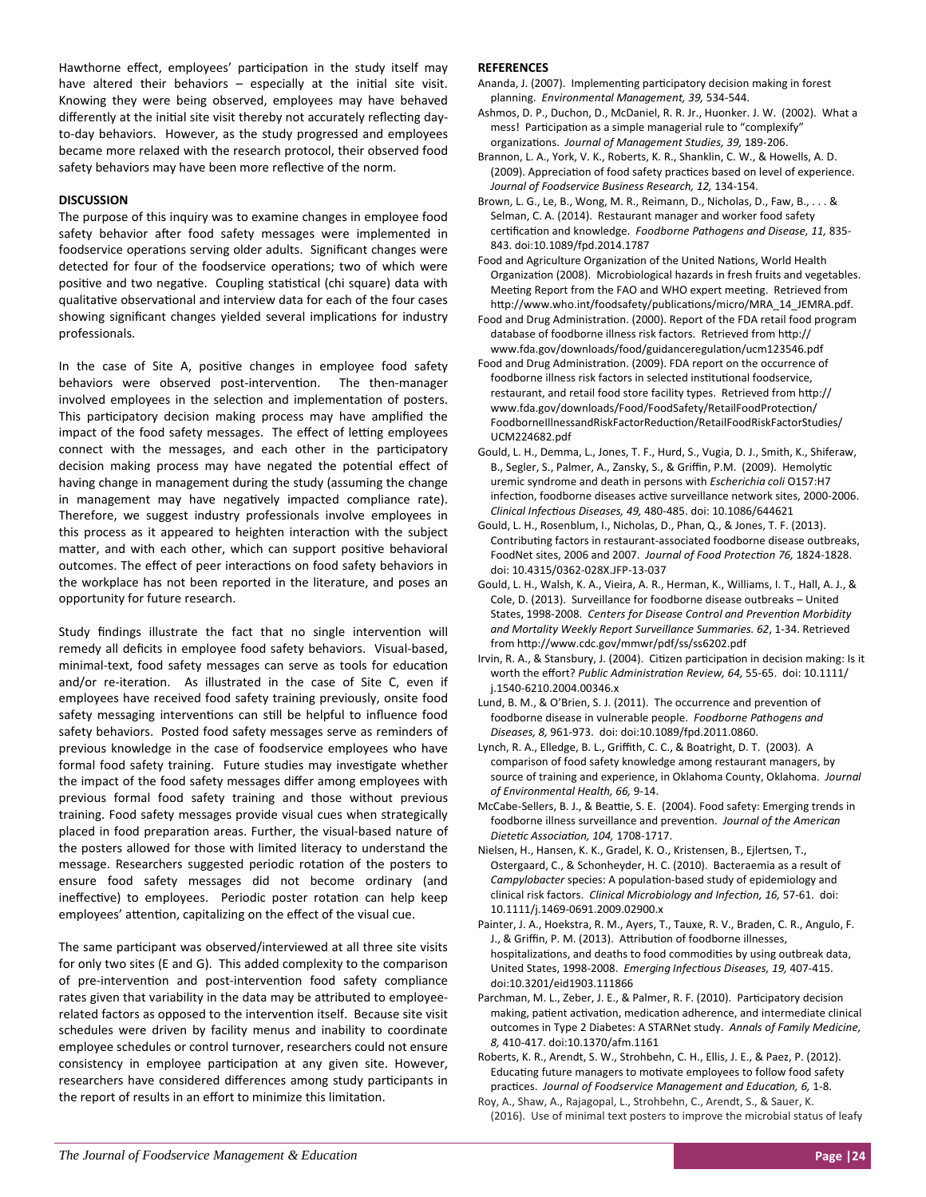Hawthorne effect, employees' participation in the study itself may have altered their behaviors – especially at the initial site visit. Knowing they were being observed, employees may have behaved differently at the initial site visit thereby not accurately reflecting day-to-day behaviors. However, as the study progressed and employees became more relaxed with the research protocol, their observed food safety behaviors may have been more reflective of the norm.

## DISCUSSION

The purpose of this inquiry was to examine changes in employee food safety behavior after food safety messages were implemented in foodservice operations serving older adults. Significant changes were detected for four of the foodservice operations; two of which were positive and two negative. Coupling statistical (chi square) data with qualitative observational and interview data for each of the four cases showing significant changes yielded several implications for industry professionals.

In the case of Site A, positive changes in employee food safety behaviors were observed post-intervention. The then-manager involved employees in the selection and implementation of posters. This participatory decision making process may have amplified the impact of the food safety messages. The effect of letting employees connect with the messages, and each other in the participatory decision making process may have negated the potential effect of having change in management during the study (assuming the change in management may have negatively impacted compliance rate). Therefore, we suggest industry professionals involve employees in this process as it appeared to heighten interaction with the subject matter, and with each other, which can support positive behavioral outcomes. The effect of peer interactions on food safety behaviors in the workplace has not been reported in the literature, and poses an opportunity for future research.

Study findings illustrate the fact that no single intervention will remedy all deficits in employee food safety behaviors. Visual-based, minimal-text, food safety messages can serve as tools for education and/or re-iteration. As illustrated in the case of Site C, even if employees have received food safety training previously, onsite food safety messaging interventions can still be helpful to influence food safety behaviors. Posted food safety messages serve as reminders of previous knowledge in the case of foodservice employees who have formal food safety training. Future studies may investigate whether the impact of the food safety messages differ among employees with previous formal food safety training and those without previous training. Food safety messages provide visual cues when strategically placed in food preparation areas. Further, the visual-based nature of the posters allowed for those with limited literacy to understand the message. Researchers suggested periodic rotation of the posters to ensure food safety messages did not become ordinary (and ineffective) to employees. Periodic poster rotation can help keep employees' attention, capitalizing on the effect of the visual cue.

The same participant was observed/interviewed at all three site visits for only two sites (E and G). This added complexity to the comparison of pre-intervention and post-intervention food safety compliance rates given that variability in the data may be attributed to employee-related factors as opposed to the intervention itself. Because site visit schedules were driven by facility menus and inability to coordinate employee schedules or control turnover, researchers could not ensure consistency in employee participation at any given site. However, researchers have considered differences among study participants in the report of results in an effort to minimize this limitation.

## REFERENCES

Ananda, J. (2007). Implementing participatory decision making in forest planning. *Environmental Management, 39,* 534-544.

Ashmos, D. P., Duchon, D., McDaniel, R. R. Jr., Huonker. J. W. (2002). What a mess! Participation as a simple managerial rule to "complexify" organizations. *Journal of Management Studies, 39,* 189-206.

Brannon, L. A., York, V. K., Roberts, K. R., Shanklin, C. W., & Howells, A. D. (2009). Appreciation of food safety practices based on level of experience. *Journal of Foodservice Business Research, 12,* 134-154.

Brown, L. G., Le, B., Wong, M. R., Reimann, D., Nicholas, D., Faw, B., . . . & Selman, C. A. (2014). Restaurant manager and worker food safety certification and knowledge. *Foodborne Pathogens and Disease, 11,* 835-843. doi:10.1089/fpd.2014.1787

Food and Agriculture Organization of the United Nations, World Health Organization (2008). Microbiological hazards in fresh fruits and vegetables. Meeting Report from the FAO and WHO expert meeting. Retrieved from http://www.who.int/foodsafety/publications/micro/MRA_14_JEMRA.pdf.

Food and Drug Administration. (2000). Report of the FDA retail food program database of foodborne illness risk factors. Retrieved from http://www.fda.gov/downloads/food/guidanceregulation/ucm123546.pdf

Food and Drug Administration. (2009). FDA report on the occurrence of foodborne illness risk factors in selected institutional foodservice, restaurant, and retail food store facility types. Retrieved from http://www.fda.gov/downloads/Food/FoodSafety/RetailFoodProtection/FoodborneIllnessandRiskFactorReduction/RetailFoodRiskFactorStudies/UCM224682.pdf

Gould, L. H., Demma, L., Jones, T. F., Hurd, S., Vugia, D. J., Smith, K., Shiferaw, B., Segler, S., Palmer, A., Zansky, S., & Griffin, P.M. (2009). Hemolytic uremic syndrome and death in persons with *Escherichia coli* O157:H7 infection, foodborne diseases active surveillance network sites, 2000-2006. *Clinical Infectious Diseases, 49,* 480-485. doi: 10.1086/644621

Gould, L. H., Rosenblum, I., Nicholas, D., Phan, Q., & Jones, T. F. (2013). Contributing factors in restaurant-associated foodborne disease outbreaks, FoodNet sites, 2006 and 2007. *Journal of Food Protection 76,* 1824-1828. doi: 10.4315/0362-028X.JFP-13-037

Gould, L. H., Walsh, K. A., Vieira, A. R., Herman, K., Williams, I. T., Hall, A. J., & Cole, D. (2013). Surveillance for foodborne disease outbreaks – United States, 1998-2008. *Centers for Disease Control and Prevention Morbidity and Mortality Weekly Report Surveillance Summaries. 62*, 1-34. Retrieved from http://www.cdc.gov/mmwr/pdf/ss/ss6202.pdf

Irvin, R. A., & Stansbury, J. (2004). Citizen participation in decision making: Is it worth the effort? *Public Administration Review, 64,* 55-65. doi: 10.1111/j.1540-6210.2004.00346.x

Lund, B. M., & O'Brien, S. J. (2011). The occurrence and prevention of foodborne disease in vulnerable people. *Foodborne Pathogens and Diseases, 8,* 961-973. doi: doi:10.1089/fpd.2011.0860.

Lynch, R. A., Elledge, B. L., Griffith, C. C., & Boatright, D. T. (2003). A comparison of food safety knowledge among restaurant managers, by source of training and experience, in Oklahoma County, Oklahoma. *Journal of Environmental Health, 66,* 9-14.

McCabe-Sellers, B. J., & Beattie, S. E. (2004). Food safety: Emerging trends in foodborne illness surveillance and prevention. *Journal of the American Dietetic Association, 104,* 1708-1717.

Nielsen, H., Hansen, K. K., Gradel, K. O., Kristensen, B., Ejlertsen, T., Ostergaard, C., & Schonheyder, H. C. (2010). Bacteraemia as a result of *Campylobacter* species: A population-based study of epidemiology and clinical risk factors. *Clinical Microbiology and Infection, 16,* 57-61. doi: 10.1111/j.1469-0691.2009.02900.x

Painter, J. A., Hoekstra, R. M., Ayers, T., Tauxe, R. V., Braden, C. R., Angulo, F. J., & Griffin, P. M. (2013). Attribution of foodborne illnesses, hospitalizations, and deaths to food commodities by using outbreak data, United States, 1998-2008. *Emerging Infectious Diseases, 19,* 407-415. doi:10.3201/eid1903.111866

Parchman, M. L., Zeber, J. E., & Palmer, R. F. (2010). Participatory decision making, patient activation, medication adherence, and intermediate clinical outcomes in Type 2 Diabetes: A STARNet study. *Annals of Family Medicine, 8,* 410-417. doi:10.1370/afm.1161

Roberts, K. R., Arendt, S. W., Strohbehn, C. H., Ellis, J. E., & Paez, P. (2012). Educating future managers to motivate employees to follow food safety practices. *Journal of Foodservice Management and Education, 6,* 1-8.

Roy, A., Shaw, A., Rajagopal, L., Strohbehn, C., Arendt, S., & Sauer, K. (2016). Use of minimal text posters to improve the microbial status of leafy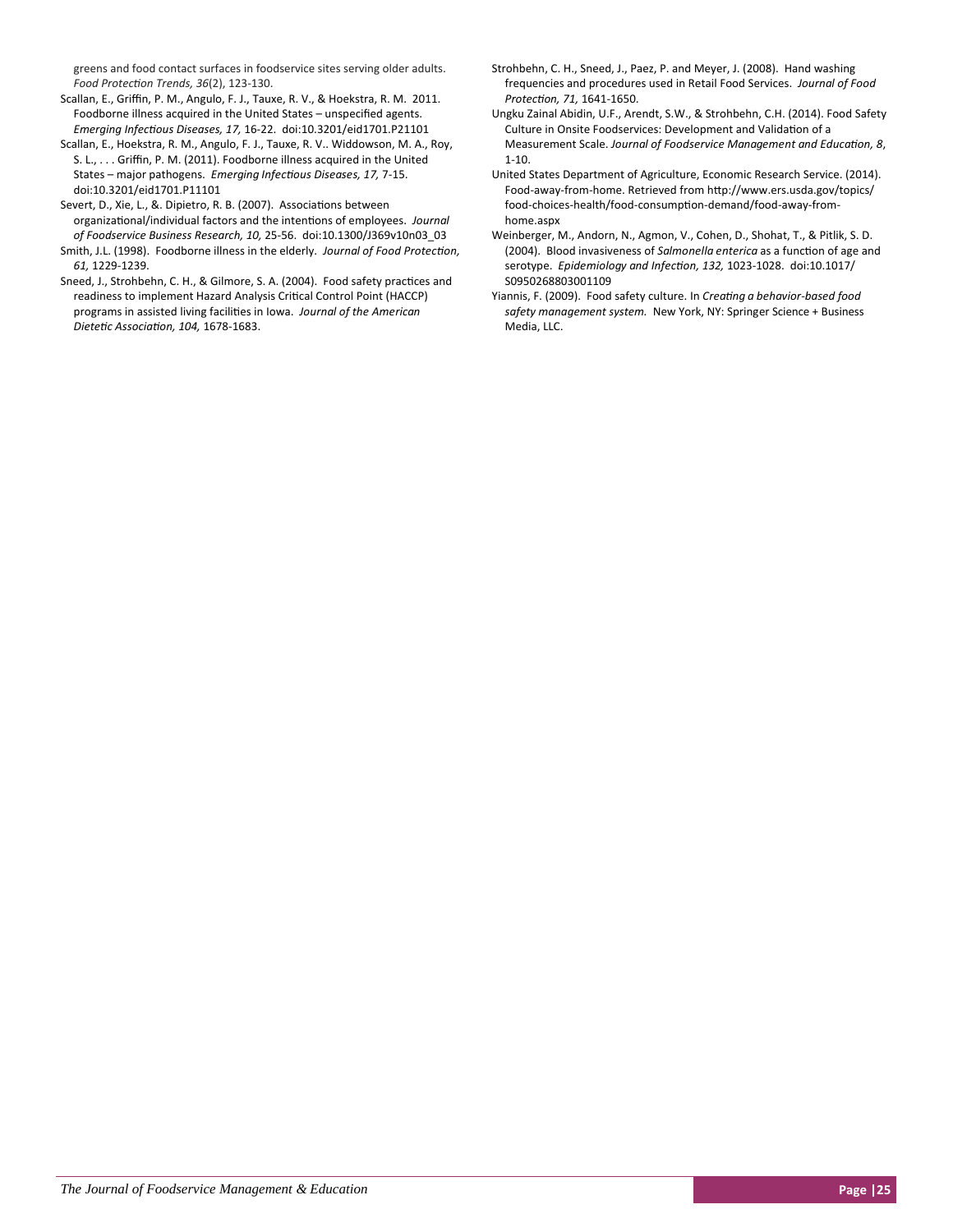greens and food contact surfaces in foodservice sites serving older adults. *Food Protection Trends, 36*(2), 123-130.

Scallan, E., Griffin, P. M., Angulo, F. J., Tauxe, R. V., & Hoekstra, R. M. 2011. Foodborne illness acquired in the United States – unspecified agents. *Emerging Infectious Diseases, 17,* 16-22. doi:10.3201/eid1701.P21101

Scallan, E., Hoekstra, R. M., Angulo, F. J., Tauxe, R. V.. Widdowson, M. A., Roy, S. L., . . . Griffin, P. M. (2011). Foodborne illness acquired in the United States – major pathogens. *Emerging Infectious Diseases, 17,* 7-15. doi:10.3201/eid1701.P11101

Severt, D., Xie, L., &. Dipietro, R. B. (2007). Associations between organizational/individual factors and the intentions of employees. *Journal of Foodservice Business Research, 10,* 25-56. doi:10.1300/J369v10n03_03

Smith, J.L. (1998). Foodborne illness in the elderly. *Journal of Food Protection, 61,* 1229-1239.

Sneed, J., Strohbehn, C. H., & Gilmore, S. A. (2004). Food safety practices and readiness to implement Hazard Analysis Critical Control Point (HACCP) programs in assisted living facilities in Iowa. *Journal of the American Dietetic Association, 104,* 1678-1683.

Strohbehn, C. H., Sneed, J., Paez, P. and Meyer, J. (2008). Hand washing frequencies and procedures used in Retail Food Services. *Journal of Food Protection, 71,* 1641-1650.

Ungku Zainal Abidin, U.F., Arendt, S.W., & Strohbehn, C.H. (2014). Food Safety Culture in Onsite Foodservices: Development and Validation of a Measurement Scale. *Journal of Foodservice Management and Education, 8*, 1-10.

United States Department of Agriculture, Economic Research Service. (2014). Food-away-from-home. Retrieved from http://www.ers.usda.gov/topics/food-choices-health/food-consumption-demand/food-away-from-home.aspx

Weinberger, M., Andorn, N., Agmon, V., Cohen, D., Shohat, T., & Pitlik, S. D. (2004). Blood invasiveness of *Salmonella enterica* as a function of age and serotype. *Epidemiology and Infection, 132,* 1023-1028. doi:10.1017/S0950268803001109

Yiannis, F. (2009). Food safety culture. In *Creating a behavior-based food safety management system.* New York, NY: Springer Science + Business Media, LLC.